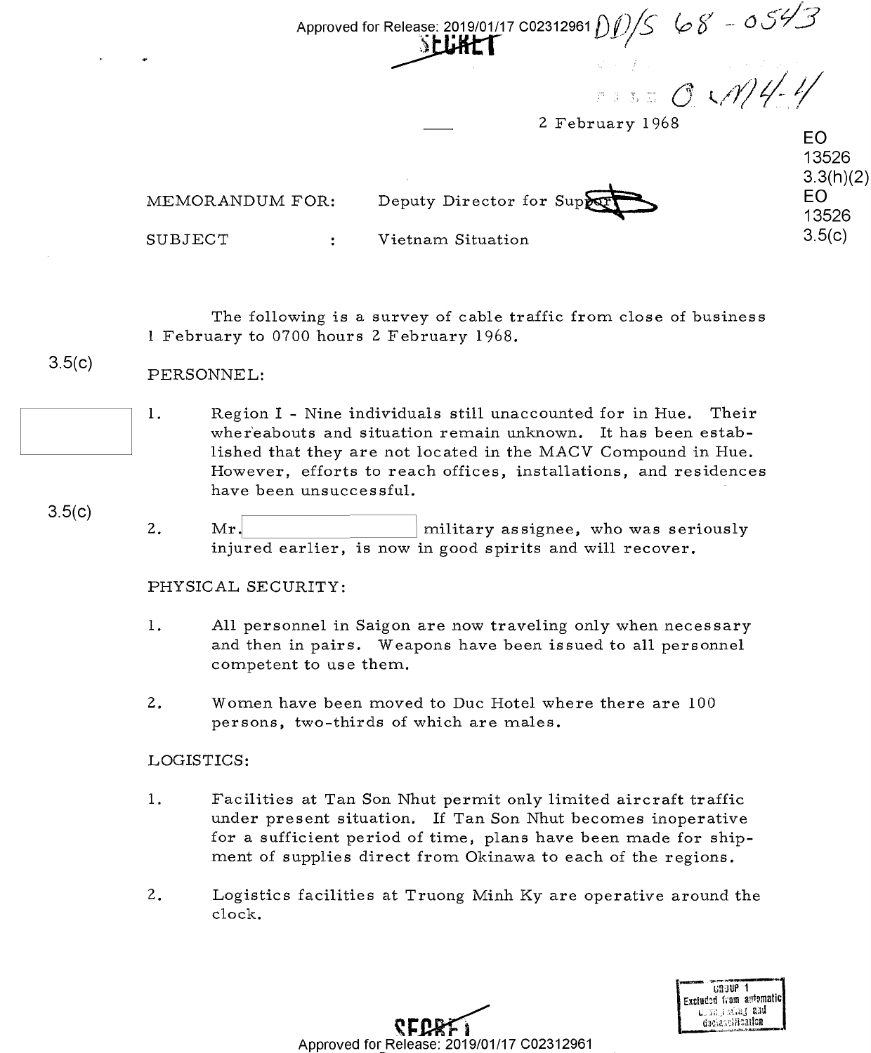SECRET

DD/S 68-0543

FILE O&M 4-1

2 February 1968

EO 13526 3.3(h)(2)
EO 13526 3.5(c)

MEMORANDUM FOR: Deputy Director for Support

SUBJECT : Vietnam Situation

The following is a survey of cable traffic from close of business 1 February to 0700 hours 2 February 1968.

3.5(c)

PERSONNEL:

1. Region I - Nine individuals still unaccounted for in Hue. Their whereabouts and situation remain unknown. It has been established that they are not located in the MACV Compound in Hue. However, efforts to reach offices, installations, and residences have been unsuccessful.

3.5(c)

2. Mr. [redacted] military assignee, who was seriously injured earlier, is now in good spirits and will recover.

PHYSICAL SECURITY:

1. All personnel in Saigon are now traveling only when necessary and then in pairs. Weapons have been issued to all personnel competent to use them.

2. Women have been moved to Duc Hotel where there are 100 persons, two-thirds of which are males.

LOGISTICS:

1. Facilities at Tan Son Nhut permit only limited aircraft traffic under present situation. If Tan Son Nhut becomes inoperative for a sufficient period of time, plans have been made for shipment of supplies direct from Okinawa to each of the regions.

2. Logistics facilities at Truong Minh Ky are operative around the clock.

GROUP 1
Excluded from automatic downgrading and declassification

SECRET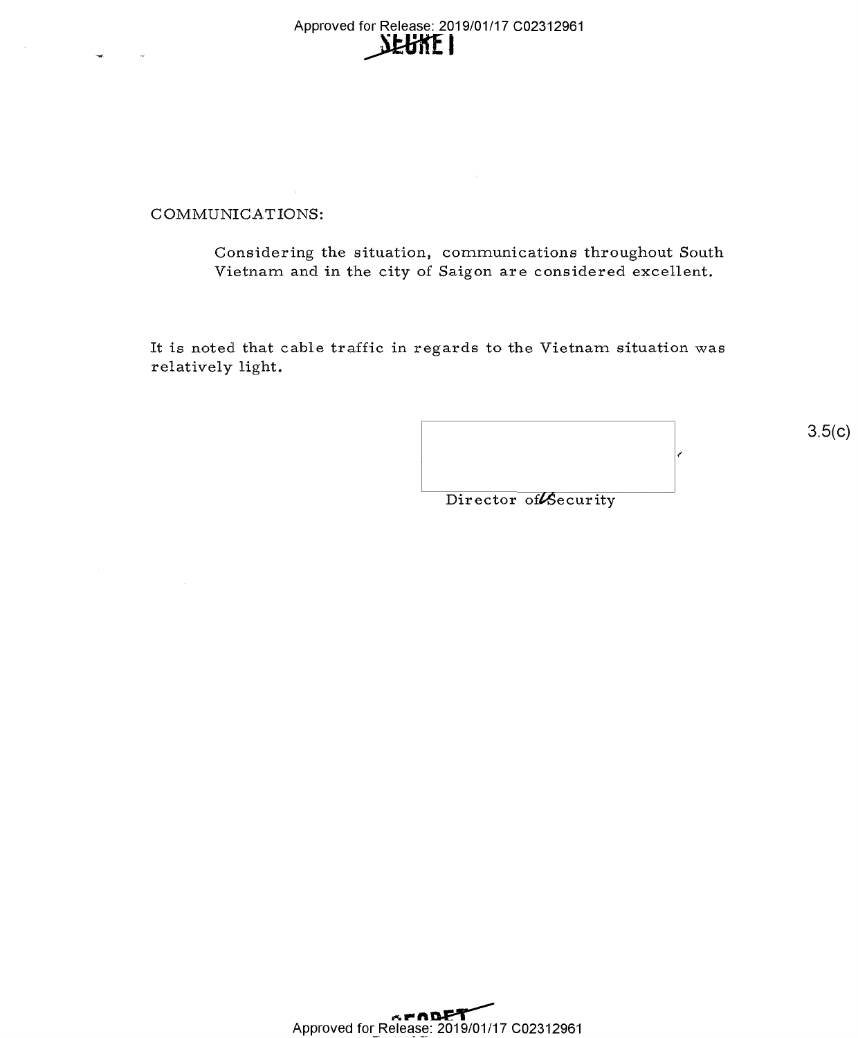SECRET

COMMUNICATIONS:

Considering the situation, communications throughout South Vietnam and in the city of Saigon are considered excellent.

It is noted that cable traffic in regards to the Vietnam situation was relatively light.

3.5(c)

Director of Security

SECRET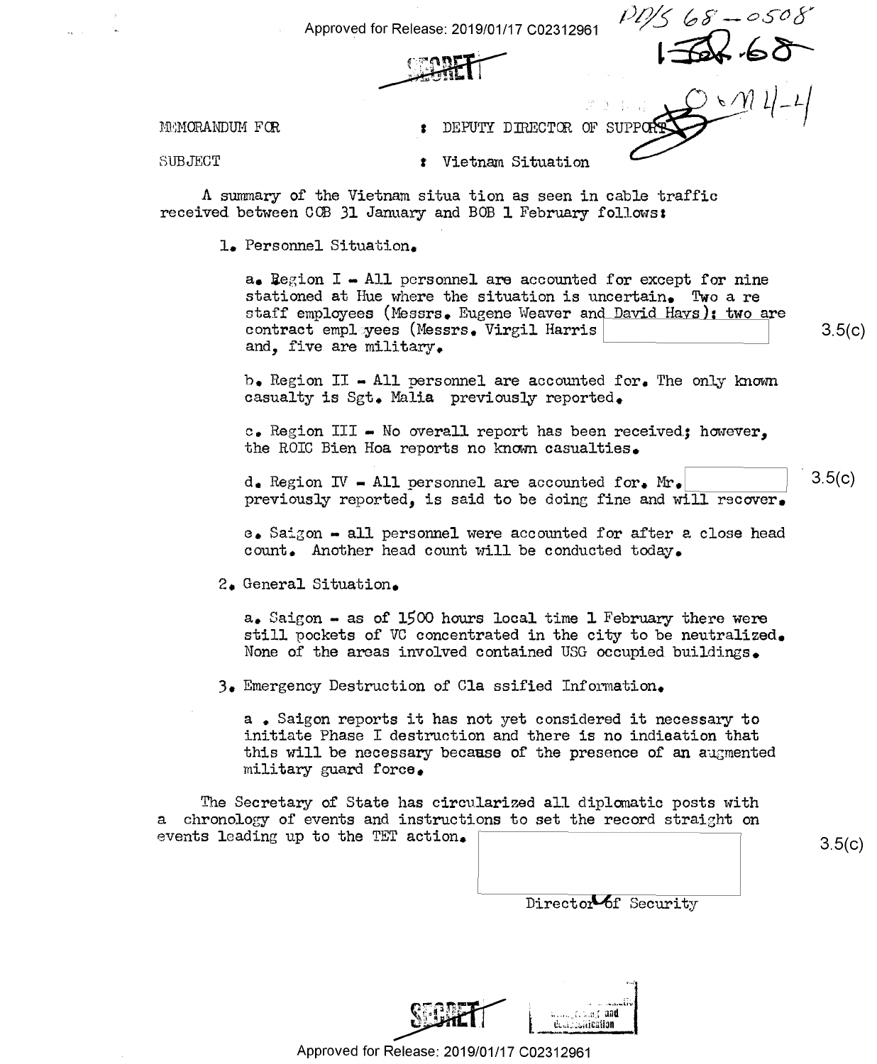SECRET

DD/S 68-0508

1 Feb 68

MEMORANDUM FOR : DEPUTY DIRECTOR OF SUPPORT

SUBJECT : Vietnam Situation

A summary of the Vietnam situa tion as seen in cable traffic received between COB 31 January and BOB 1 February follows:

1. Personnel Situation.

   a. Region I - All personnel are accounted for except for nine stationed at Hue where the situation is uncertain. Two a re staff employees (Messrs. Eugene Weaver and David Hays); two are contract empl yees (Messrs. Virgil Harris [redacted] 3.5(c) and, five are military.

   b. Region II - All personnel are accounted for. The only known casualty is Sgt. Malia previously reported.

   c. Region III - No overall report has been received; however, the ROIC Bien Hoa reports no known casualties.

   d. Region IV - All personnel are accounted for. Mr. [redacted] 3.5(c) previously reported, is said to be doing fine and will recover.

   e. Saigon - all personnel were accounted for after a close head count. Another head count will be conducted today.

2. General Situation.

   a. Saigon - as of 1500 hours local time 1 February there were still pockets of VC concentrated in the city to be neutralized. None of the areas involved contained USG occupied buildings.

3. Emergency Destruction of Cla ssified Information.

   a . Saigon reports it has not yet considered it necessary to initiate Phase I destruction and there is no indication that this will be necessary because of the presence of an augmented military guard force.

The Secretary of State has circularized all diplomatic posts with a chronology of events and instructions to set the record straight on events leading up to the TET action.

[redacted] 3.5(c)

Director of Security

SECRET